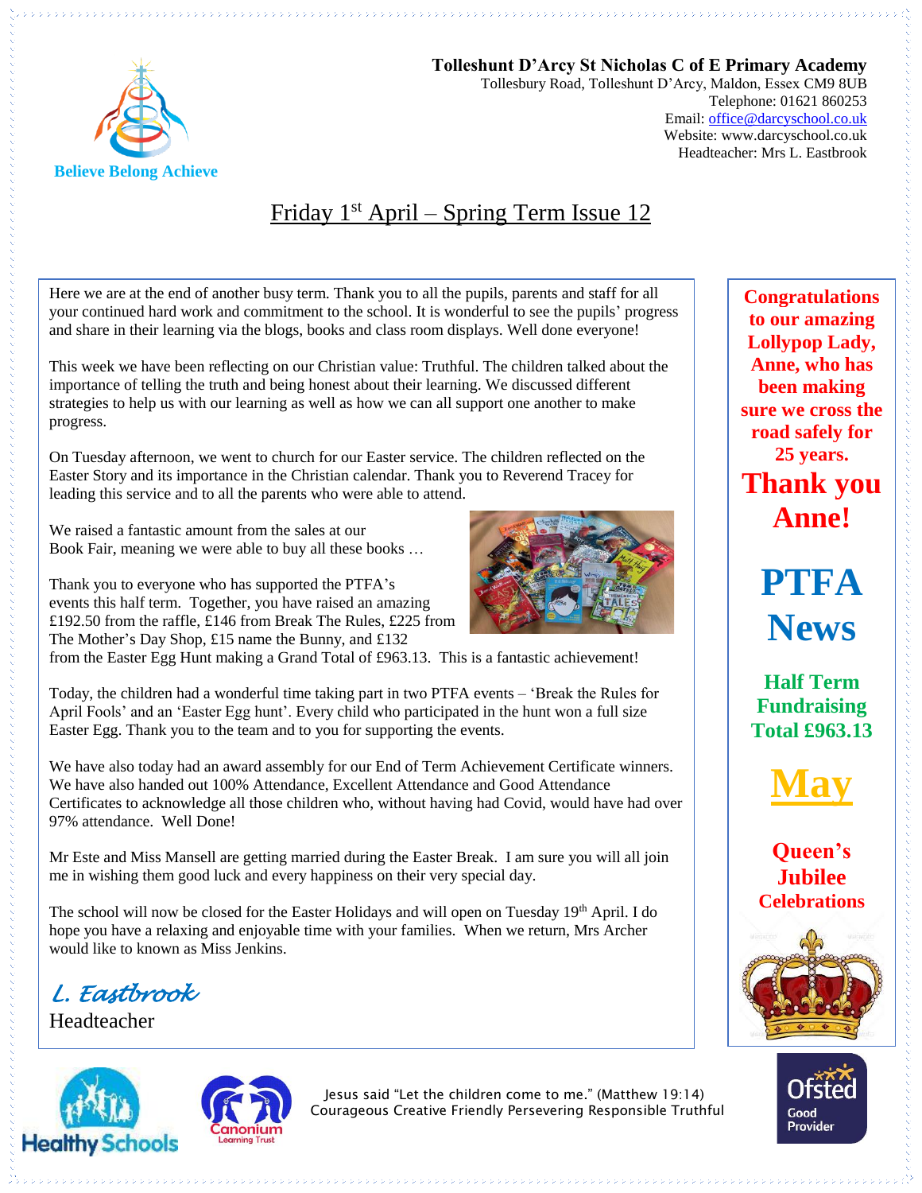Believe Belong Achieve

**Tolleshunt D'Arcy St Nicholas C of E Primary Academy**
Tollesbury Road, Tolleshunt D'Arcy, Maldon, Essex CM9 8UB
Telephone: 01621 860253
Email: office@darcyschool.co.uk
Website: www.darcyschool.co.uk
Headteacher: Mrs L. Eastbrook

# Friday 1st April – Spring Term Issue 12

Here we are at the end of another busy term. Thank you to all the pupils, parents and staff for all your continued hard work and commitment to the school. It is wonderful to see the pupils' progress and share in their learning via the blogs, books and class room displays. Well done everyone!

This week we have been reflecting on our Christian value: Truthful. The children talked about the importance of telling the truth and being honest about their learning. We discussed different strategies to help us with our learning as well as how we can all support one another to make progress.

On Tuesday afternoon, we went to church for our Easter service. The children reflected on the Easter Story and its importance in the Christian calendar. Thank you to Reverend Tracey for leading this service and to all the parents who were able to attend.

We raised a fantastic amount from the sales at our Book Fair, meaning we were able to buy all these books …

Thank you to everyone who has supported the PTFA's events this half term. Together, you have raised an amazing £192.50 from the raffle, £146 from Break The Rules, £225 from The Mother's Day Shop, £15 name the Bunny, and £132 from the Easter Egg Hunt making a Grand Total of £963.13. This is a fantastic achievement!

Today, the children had a wonderful time taking part in two PTFA events – 'Break the Rules for April Fools' and an 'Easter Egg hunt'. Every child who participated in the hunt won a full size Easter Egg. Thank you to the team and to you for supporting the events.

We have also today had an award assembly for our End of Term Achievement Certificate winners. We have also handed out 100% Attendance, Excellent Attendance and Good Attendance Certificates to acknowledge all those children who, without having had Covid, would have had over 97% attendance. Well Done!

Mr Este and Miss Mansell are getting married during the Easter Break. I am sure you will all join me in wishing them good luck and every happiness on their very special day.

The school will now be closed for the Easter Holidays and will open on Tuesday 19th April. I do hope you have a relaxing and enjoyable time with your families. When we return, Mrs Archer would like to known as Miss Jenkins.

*L. Eastbrook*
Headteacher

**Congratulations to our amazing Lollypop Lady, Anne, who has been making sure we cross the road safely for 25 years.**

**Thank you Anne!**

## PTFA News

**Half Term Fundraising Total £963.13**

## May

**Queen's Jubilee Celebrations**

Jesus said "Let the children come to me." (Matthew 19:14)
Courageous Creative Friendly Persevering Responsible Truthful

Healthy Schools | Canonium Learning Trust | Ofsted Good Provider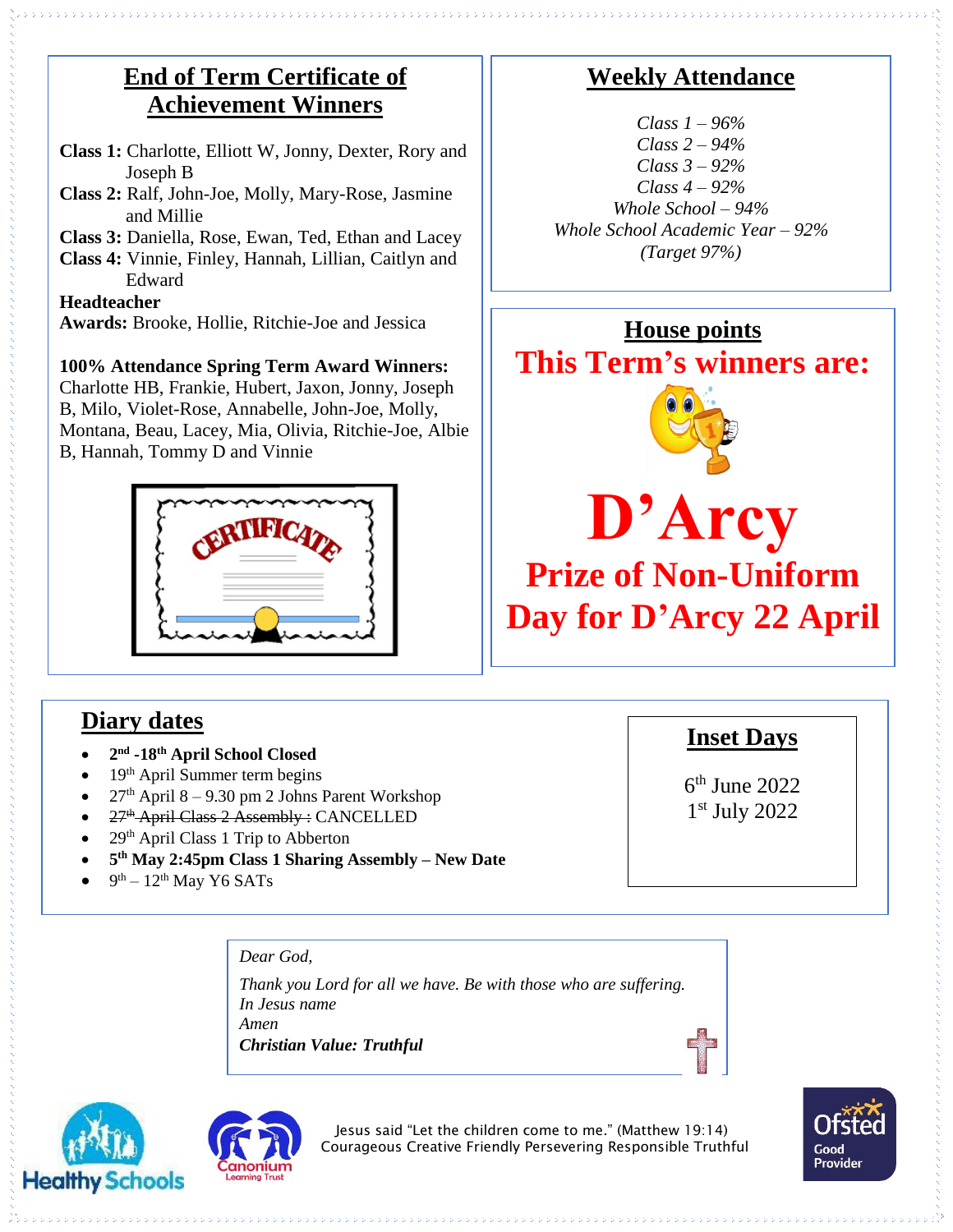## End of Term Certificate of Achievement Winners

**Class 1:** Charlotte, Elliott W, Jonny, Dexter, Rory and Joseph B
**Class 2:** Ralf, John-Joe, Molly, Mary-Rose, Jasmine and Millie
**Class 3:** Daniella, Rose, Ewan, Ted, Ethan and Lacey
**Class 4:** Vinnie, Finley, Hannah, Lillian, Caitlyn and Edward
**Headteacher Awards:** Brooke, Hollie, Ritchie-Joe and Jessica

**100% Attendance Spring Term Award Winners:** Charlotte HB, Frankie, Hubert, Jaxon, Jonny, Joseph B, Milo, Violet-Rose, Annabelle, John-Joe, Molly, Montana, Beau, Lacey, Mia, Olivia, Ritchie-Joe, Albie B, Hannah, Tommy D and Vinnie

## Weekly Attendance

*Class 1 – 96%*
*Class 2 – 94%*
*Class 3 – 92%*
*Class 4 – 92%*
*Whole School – 94%*
*Whole School Academic Year – 92%*
*(Target 97%)*

## House points

**This Term's winners are:**

# D'Arcy

**Prize of Non-Uniform Day for D'Arcy 22 April**

## Diary dates

- **2nd -18th April School Closed**
- 19th April Summer term begins
- 27th April 8 – 9.30 pm 2 Johns Parent Workshop
- ~~27th April Class 2 Assembly :~~ CANCELLED
- 29th April Class 1 Trip to Abberton
- **5th May 2:45pm Class 1 Sharing Assembly – New Date**
- 9th – 12th May Y6 SATs

## Inset Days

6th June 2022
1st July 2022

*Dear God,*

*Thank you Lord for all we have. Be with those who are suffering.*
*In Jesus name*
*Amen*
***Christian Value: Truthful***

Jesus said "Let the children come to me." (Matthew 19:14)
Courageous Creative Friendly Persevering Responsible Truthful